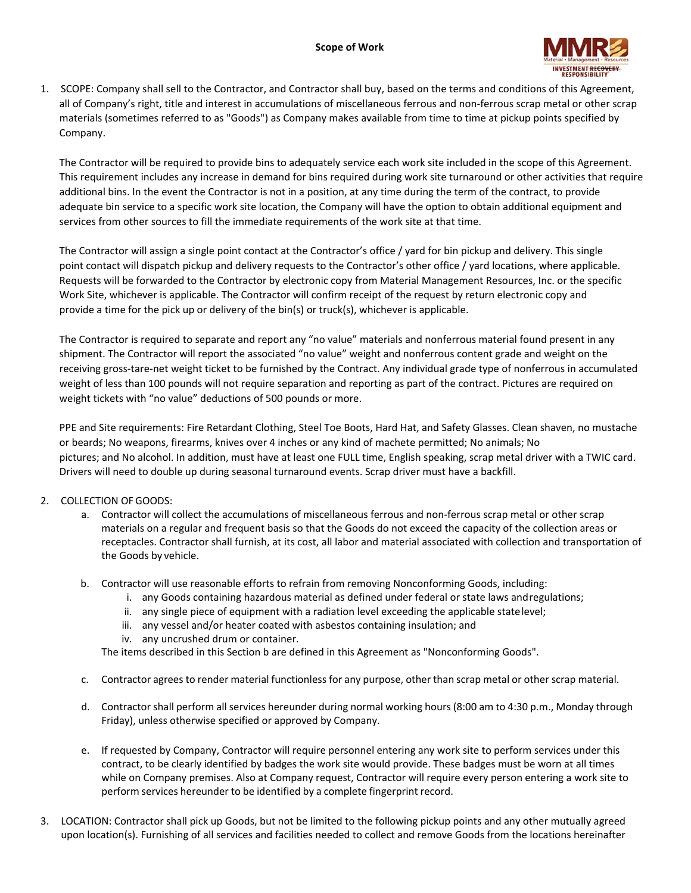# Scope of Work

1. SCOPE: Company shall sell to the Contractor, and Contractor shall buy, based on the terms and conditions of this Agreement, all of Company's right, title and interest in accumulations of miscellaneous ferrous and non-ferrous scrap metal or other scrap materials (sometimes referred to as "Goods") as Company makes available from time to time at pickup points specified by Company.

   The Contractor will be required to provide bins to adequately service each work site included in the scope of this Agreement. This requirement includes any increase in demand for bins required during work site turnaround or other activities that require additional bins. In the event the Contractor is not in a position, at any time during the term of the contract, to provide adequate bin service to a specific work site location, the Company will have the option to obtain additional equipment and services from other sources to fill the immediate requirements of the work site at that time.

   The Contractor will assign a single point contact at the Contractor's office / yard for bin pickup and delivery. This single point contact will dispatch pickup and delivery requests to the Contractor's other office / yard locations, where applicable. Requests will be forwarded to the Contractor by electronic copy from Material Management Resources, Inc. or the specific Work Site, whichever is applicable. The Contractor will confirm receipt of the request by return electronic copy and provide a time for the pick up or delivery of the bin(s) or truck(s), whichever is applicable.

   The Contractor is required to separate and report any "no value" materials and nonferrous material found present in any shipment. The Contractor will report the associated "no value" weight and nonferrous content grade and weight on the receiving gross-tare-net weight ticket to be furnished by the Contract. Any individual grade type of nonferrous in accumulated weight of less than 100 pounds will not require separation and reporting as part of the contract. Pictures are required on weight tickets with "no value" deductions of 500 pounds or more.

   PPE and Site requirements: Fire Retardant Clothing, Steel Toe Boots, Hard Hat, and Safety Glasses. Clean shaven, no mustache or beards; No weapons, firearms, knives over 4 inches or any kind of machete permitted; No animals; No pictures; and No alcohol. In addition, must have at least one FULL time, English speaking, scrap metal driver with a TWIC card. Drivers will need to double up during seasonal turnaround events. Scrap driver must have a backfill.

2. COLLECTION OF GOODS:
   a. Contractor will collect the accumulations of miscellaneous ferrous and non-ferrous scrap metal or other scrap materials on a regular and frequent basis so that the Goods do not exceed the capacity of the collection areas or receptacles. Contractor shall furnish, at its cost, all labor and material associated with collection and transportation of the Goods by vehicle.

   b. Contractor will use reasonable efforts to refrain from removing Nonconforming Goods, including:
      i. any Goods containing hazardous material as defined under federal or state laws and regulations;
      ii. any single piece of equipment with a radiation level exceeding the applicable state level;
      iii. any vessel and/or heater coated with asbestos containing insulation; and
      iv. any uncrushed drum or container.

      The items described in this Section b are defined in this Agreement as "Nonconforming Goods".

   c. Contractor agrees to render material functionless for any purpose, other than scrap metal or other scrap material.

   d. Contractor shall perform all services hereunder during normal working hours (8:00 am to 4:30 p.m., Monday through Friday), unless otherwise specified or approved by Company.

   e. If requested by Company, Contractor will require personnel entering any work site to perform services under this contract, to be clearly identified by badges the work site would provide. These badges must be worn at all times while on Company premises. Also at Company request, Contractor will require every person entering a work site to perform services hereunder to be identified by a complete fingerprint record.

3. LOCATION: Contractor shall pick up Goods, but not be limited to the following pickup points and any other mutually agreed upon location(s). Furnishing of all services and facilities needed to collect and remove Goods from the locations hereinafter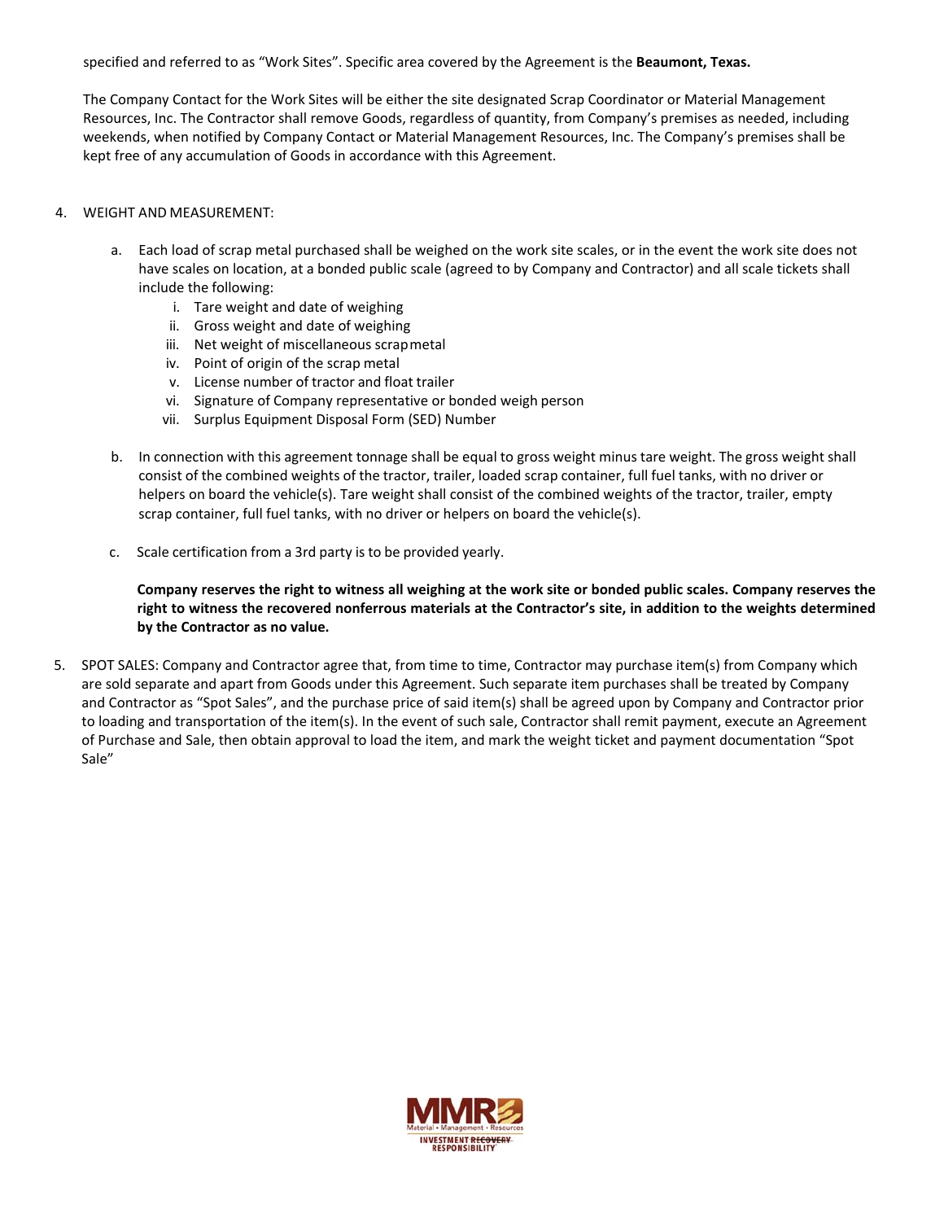specified and referred to as "Work Sites". Specific area covered by the Agreement is the **Beaumont, Texas.**

The Company Contact for the Work Sites will be either the site designated Scrap Coordinator or Material Management Resources, Inc. The Contractor shall remove Goods, regardless of quantity, from Company's premises as needed, including weekends, when notified by Company Contact or Material Management Resources, Inc. The Company's premises shall be kept free of any accumulation of Goods in accordance with this Agreement.

4. WEIGHT AND MEASUREMENT:

   a. Each load of scrap metal purchased shall be weighed on the work site scales, or in the event the work site does not have scales on location, at a bonded public scale (agreed to by Company and Contractor) and all scale tickets shall include the following:
      i. Tare weight and date of weighing
      ii. Gross weight and date of weighing
      iii. Net weight of miscellaneous scrap metal
      iv. Point of origin of the scrap metal
      v. License number of tractor and float trailer
      vi. Signature of Company representative or bonded weigh person
      vii. Surplus Equipment Disposal Form (SED) Number

   b. In connection with this agreement tonnage shall be equal to gross weight minus tare weight. The gross weight shall consist of the combined weights of the tractor, trailer, loaded scrap container, full fuel tanks, with no driver or helpers on board the vehicle(s). Tare weight shall consist of the combined weights of the tractor, trailer, empty scrap container, full fuel tanks, with no driver or helpers on board the vehicle(s).

   c. Scale certification from a 3rd party is to be provided yearly.

   **Company reserves the right to witness all weighing at the work site or bonded public scales. Company reserves the right to witness the recovered nonferrous materials at the Contractor's site, in addition to the weights determined by the Contractor as no value.**

5. SPOT SALES: Company and Contractor agree that, from time to time, Contractor may purchase item(s) from Company which are sold separate and apart from Goods under this Agreement. Such separate item purchases shall be treated by Company and Contractor as "Spot Sales", and the purchase price of said item(s) shall be agreed upon by Company and Contractor prior to loading and transportation of the item(s). In the event of such sale, Contractor shall remit payment, execute an Agreement of Purchase and Sale, then obtain approval to load the item, and mark the weight ticket and payment documentation "Spot Sale"